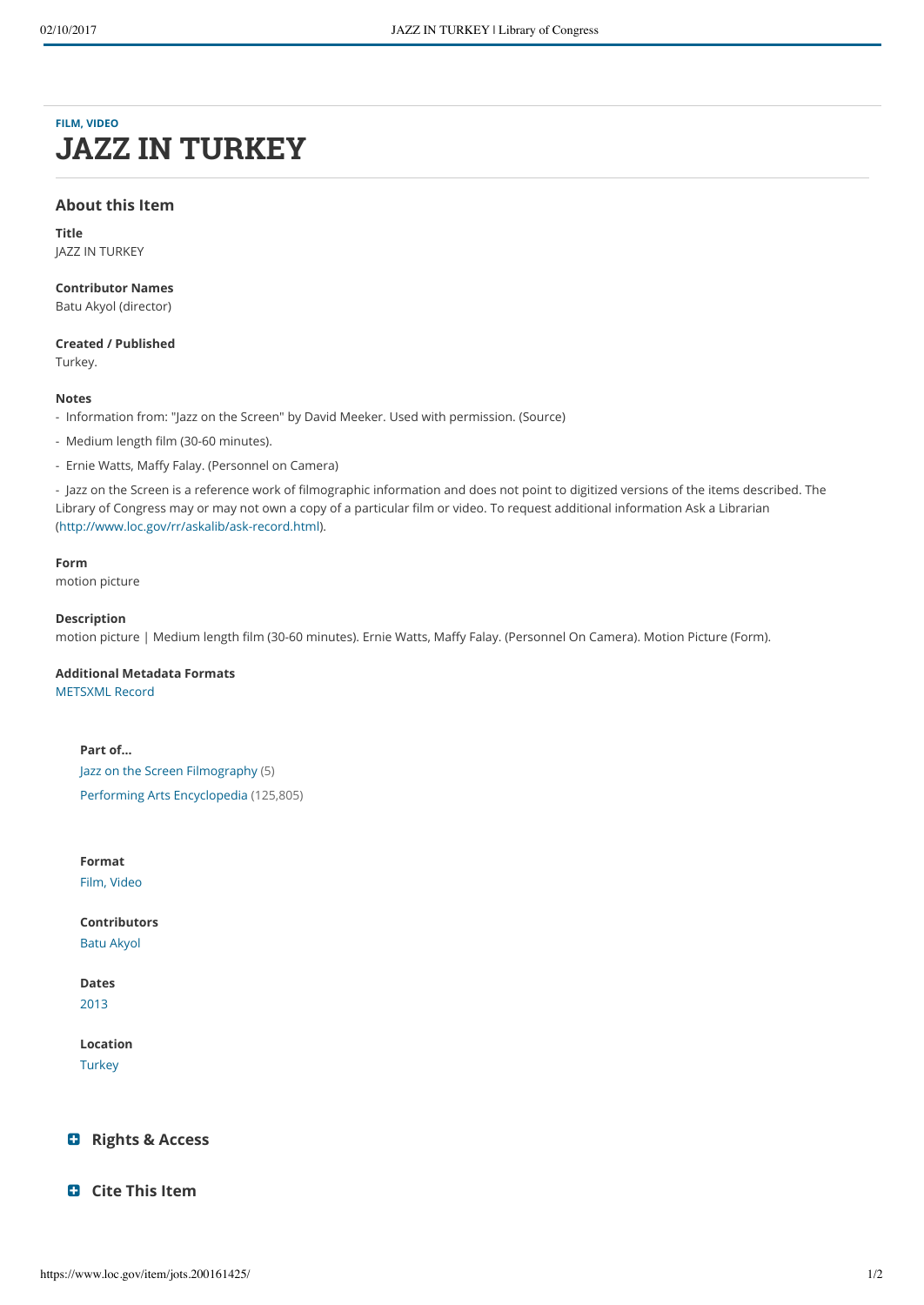FILM, VIDEO

# JAZZ IN TURKEY

## About this Item

**Title**
JAZZ IN TURKEY

**Contributor Names**
Batu Akyol (director)

**Created / Published**
Turkey.

**Notes**

- Information from: "Jazz on the Screen" by David Meeker. Used with permission. (Source)
- Medium length film (30-60 minutes).
- Ernie Watts, Maffy Falay. (Personnel on Camera)
- Jazz on the Screen is a reference work of filmographic information and does not point to digitized versions of the items described. The Library of Congress may or may not own a copy of a particular film or video. To request additional information Ask a Librarian (http://www.loc.gov/rr/askalib/ask-record.html).

**Form**
motion picture

**Description**
motion picture | Medium length film (30-60 minutes). Ernie Watts, Maffy Falay. (Personnel On Camera). Motion Picture (Form).

**Additional Metadata Formats**
METSXML Record

**Part of...**
Jazz on the Screen Filmography (5)
Performing Arts Encyclopedia (125,805)

**Format**
Film, Video

**Contributors**
Batu Akyol

**Dates**
2013

**Location**
Turkey

## Rights & Access

## Cite This Item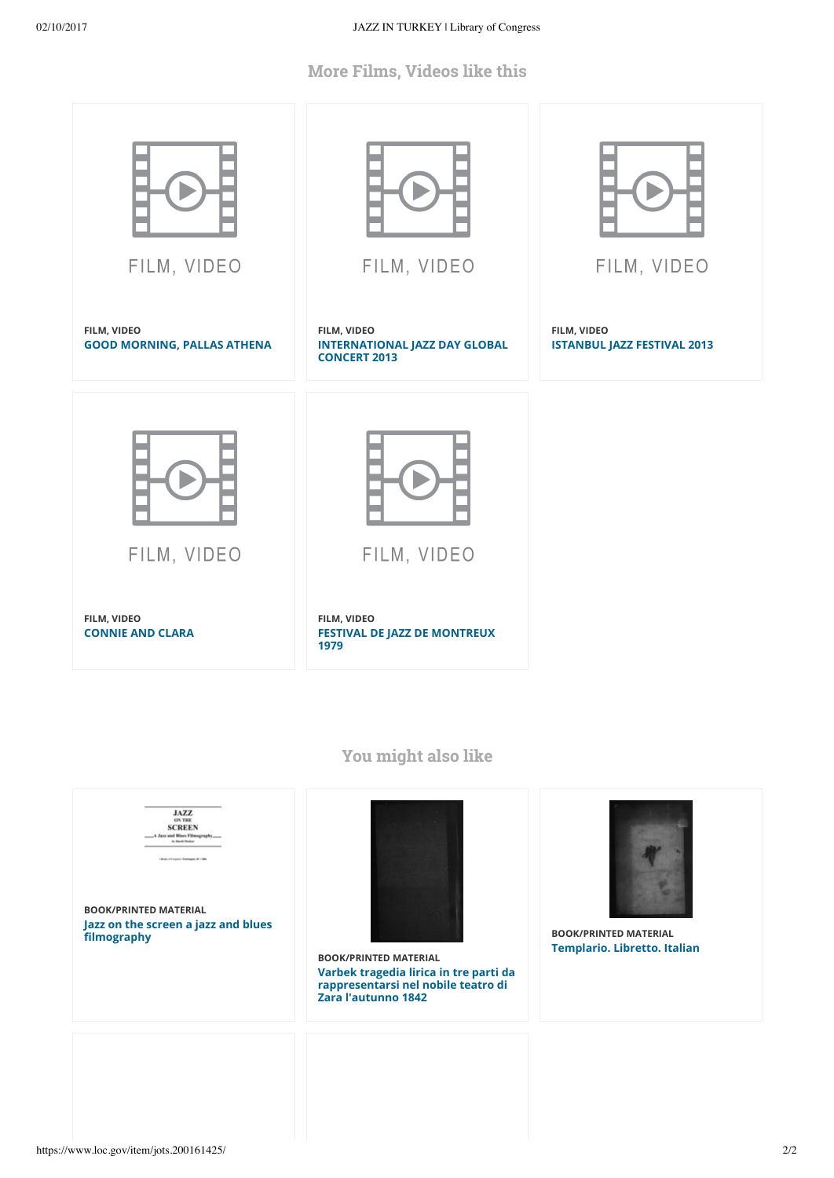## More Films, Videos like this

FILM, VIDEO

FILM, VIDEO
**GOOD MORNING, PALLAS ATHENA**

FILM, VIDEO

FILM, VIDEO
**INTERNATIONAL JAZZ DAY GLOBAL CONCERT 2013**

FILM, VIDEO

FILM, VIDEO
**ISTANBUL JAZZ FESTIVAL 2013**

FILM, VIDEO

FILM, VIDEO
**CONNIE AND CLARA**

FILM, VIDEO

FILM, VIDEO
**FESTIVAL DE JAZZ DE MONTREUX 1979**

## You might also like

BOOK/PRINTED MATERIAL
**Jazz on the screen a jazz and blues filmography**

BOOK/PRINTED MATERIAL
**Varbek tragedia lirica in tre parti da rappresentarsi nel nobile teatro di Zara l'autunno 1842**

BOOK/PRINTED MATERIAL
**Templario. Libretto. Italian**